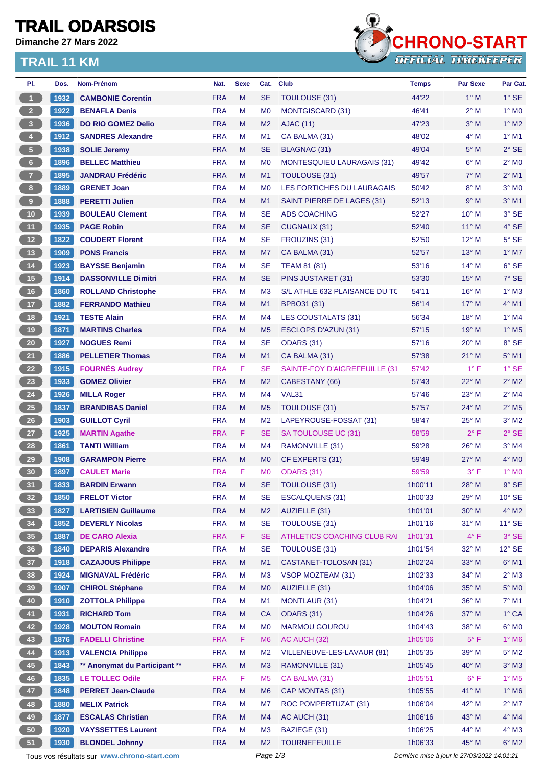# TRAIL ODARSOIS

**Dimanche 27 Mars 2022**

## TRAIL 11 KM

CHRONO-START OFFICIAL TIMEKEEPER

| Pl. | Dos. | Nom-Prénom | Nat. | Sexe | Cat. | Club | Temps | Par Sexe | Par Cat. |
|---|---|---|---|---|---|---|---|---|---|
| 1 | 1932 | CAMBONIE Corentin | FRA | M | SE | TOULOUSE (31) | 44'22 | 1° M | 1° SE |
| 2 | 1922 | BENAFLA Denis | FRA | M | M0 | MONTGISCARD (31) | 46'41 | 2° M | 1° M0 |
| 3 | 1936 | DO RIO GOMEZ Delio | FRA | M | M2 | AJAC (11) | 47'23 | 3° M | 1° M2 |
| 4 | 1912 | SANDRES Alexandre | FRA | M | M1 | CA BALMA (31) | 48'02 | 4° M | 1° M1 |
| 5 | 1938 | SOLIE Jeremy | FRA | M | SE | BLAGNAC (31) | 49'04 | 5° M | 2° SE |
| 6 | 1896 | BELLEC Matthieu | FRA | M | M0 | MONTESQUIEU LAURAGAIS (31) | 49'42 | 6° M | 2° M0 |
| 7 | 1895 | JANDRAU Frédéric | FRA | M | M1 | TOULOUSE (31) | 49'57 | 7° M | 2° M1 |
| 8 | 1889 | GRENET Joan | FRA | M | M0 | LES FORTICHES DU LAURAGAIS | 50'42 | 8° M | 3° M0 |
| 9 | 1888 | PERETTI Julien | FRA | M | M1 | SAINT PIERRE DE LAGES (31) | 52'13 | 9° M | 3° M1 |
| 10 | 1939 | BOULEAU Clement | FRA | M | SE | ADS COACHING | 52'27 | 10° M | 3° SE |
| 11 | 1935 | PAGE Robin | FRA | M | SE | CUGNAUX (31) | 52'40 | 11° M | 4° SE |
| 12 | 1822 | COUDERT Florent | FRA | M | SE | FROUZINS (31) | 52'50 | 12° M | 5° SE |
| 13 | 1909 | PONS Francis | FRA | M | M7 | CA BALMA (31) | 52'57 | 13° M | 1° M7 |
| 14 | 1923 | BAYSSE Benjamin | FRA | M | SE | TEAM 81 (81) | 53'16 | 14° M | 6° SE |
| 15 | 1914 | DASSONVILLE Dimitri | FRA | M | SE | PINS JUSTARET (31) | 53'30 | 15° M | 7° SE |
| 16 | 1860 | ROLLAND Christophe | FRA | M | M3 | S/L ATHLE 632 PLAISANCE DU TC | 54'11 | 16° M | 1° M3 |
| 17 | 1882 | FERRANDO Mathieu | FRA | M | M1 | BPBO31 (31) | 56'14 | 17° M | 4° M1 |
| 18 | 1921 | TESTE Alain | FRA | M | M4 | LES COUSTALATS (31) | 56'34 | 18° M | 1° M4 |
| 19 | 1871 | MARTINS Charles | FRA | M | M5 | ESCLOPS D'AZUN (31) | 57'15 | 19° M | 1° M5 |
| 20 | 1927 | NOGUES Remi | FRA | M | SE | ODARS (31) | 57'16 | 20° M | 8° SE |
| 21 | 1886 | PELLETIER Thomas | FRA | M | M1 | CA BALMA (31) | 57'38 | 21° M | 5° M1 |
| 22 | 1915 | FOURNÉS Audrey | FRA | F | SE | SAINTE-FOY D'AIGREFEUILLE (31 | 57'42 | 1° F | 1° SE |
| 23 | 1933 | GOMEZ Olivier | FRA | M | M2 | CABESTANY (66) | 57'43 | 22° M | 2° M2 |
| 24 | 1926 | MILLA Roger | FRA | M | M4 | VAL31 | 57'46 | 23° M | 2° M4 |
| 25 | 1837 | BRANDIBAS Daniel | FRA | M | M5 | TOULOUSE (31) | 57'57 | 24° M | 2° M5 |
| 26 | 1903 | GUILLOT Cyril | FRA | M | M2 | LAPEYROUSE-FOSSAT (31) | 58'47 | 25° M | 3° M2 |
| 27 | 1925 | MARTIN Agathe | FRA | F | SE | SA TOULOUSE UC (31) | 58'59 | 2° F | 2° SE |
| 28 | 1861 | TANTI William | FRA | M | M4 | RAMONVILLE (31) | 59'28 | 26° M | 3° M4 |
| 29 | 1908 | GARAMPON Pierre | FRA | M | M0 | CF EXPERTS (31) | 59'49 | 27° M | 4° M0 |
| 30 | 1897 | CAULET Marie | FRA | F | M0 | ODARS (31) | 59'59 | 3° F | 1° M0 |
| 31 | 1833 | BARDIN Erwann | FRA | M | SE | TOULOUSE (31) | 1h00'11 | 28° M | 9° SE |
| 32 | 1850 | FRELOT Victor | FRA | M | SE | ESCALQUENS (31) | 1h00'33 | 29° M | 10° SE |
| 33 | 1827 | LARTISIEN Guillaume | FRA | M | M2 | AUZIELLE (31) | 1h01'01 | 30° M | 4° M2 |
| 34 | 1852 | DEVERLY Nicolas | FRA | M | SE | TOULOUSE (31) | 1h01'16 | 31° M | 11° SE |
| 35 | 1887 | DE CARO Alexia | FRA | F | SE | ATHLETICS COACHING CLUB RAI | 1h01'31 | 4° F | 3° SE |
| 36 | 1840 | DEPARIS Alexandre | FRA | M | SE | TOULOUSE (31) | 1h01'54 | 32° M | 12° SE |
| 37 | 1918 | CAZAJOUS Philippe | FRA | M | M1 | CASTANET-TOLOSAN (31) | 1h02'24 | 33° M | 6° M1 |
| 38 | 1924 | MIGNAVAL Frédéric | FRA | M | M3 | VSOP MOZTEAM (31) | 1h02'33 | 34° M | 2° M3 |
| 39 | 1907 | CHIROL Stéphane | FRA | M | M0 | AUZIELLE (31) | 1h04'06 | 35° M | 5° M0 |
| 40 | 1910 | ZOTTOLA Philippe | FRA | M | M1 | MONTLAUR (31) | 1h04'21 | 36° M | 7° M1 |
| 41 | 1931 | RICHARD Tom | FRA | M | CA | ODARS (31) | 1h04'26 | 37° M | 1° CA |
| 42 | 1928 | MOUTON Romain | FRA | M | M0 | MARMOU GOUROU | 1h04'43 | 38° M | 6° M0 |
| 43 | 1876 | FADELLI Christine | FRA | F | M6 | AC AUCH (32) | 1h05'06 | 5° F | 1° M6 |
| 44 | 1913 | VALENCIA Philippe | FRA | M | M2 | VILLENEUVE-LES-LAVAUR (81) | 1h05'35 | 39° M | 5° M2 |
| 45 | 1843 | ** Anonymat du Participant ** | FRA | M | M3 | RAMONVILLE (31) | 1h05'45 | 40° M | 3° M3 |
| 46 | 1835 | LE TOLLEC Odile | FRA | F | M5 | CA BALMA (31) | 1h05'51 | 6° F | 1° M5 |
| 47 | 1848 | PERRET Jean-Claude | FRA | M | M6 | CAP MONTAS (31) | 1h05'55 | 41° M | 1° M6 |
| 48 | 1880 | MELIX Patrick | FRA | M | M7 | ROC POMPERTUZAT (31) | 1h06'04 | 42° M | 2° M7 |
| 49 | 1877 | ESCALAS Christian | FRA | M | M4 | AC AUCH (32) | 1h06'16 | 43° M | 4° M4 |
| 50 | 1920 | VAYSSETTES Laurent | FRA | M | M3 | BAZIEGE (31) | 1h06'25 | 44° M | 4° M3 |
| 51 | 1930 | BLONDEL Johnny | FRA | M | M2 | TOURNEFEUILLE | 1h06'33 | 45° M | 6° M2 |

Tous vos résultats sur www.chrono-start.com

*Dernière mise à jour le 27/03/2022 14:01:21*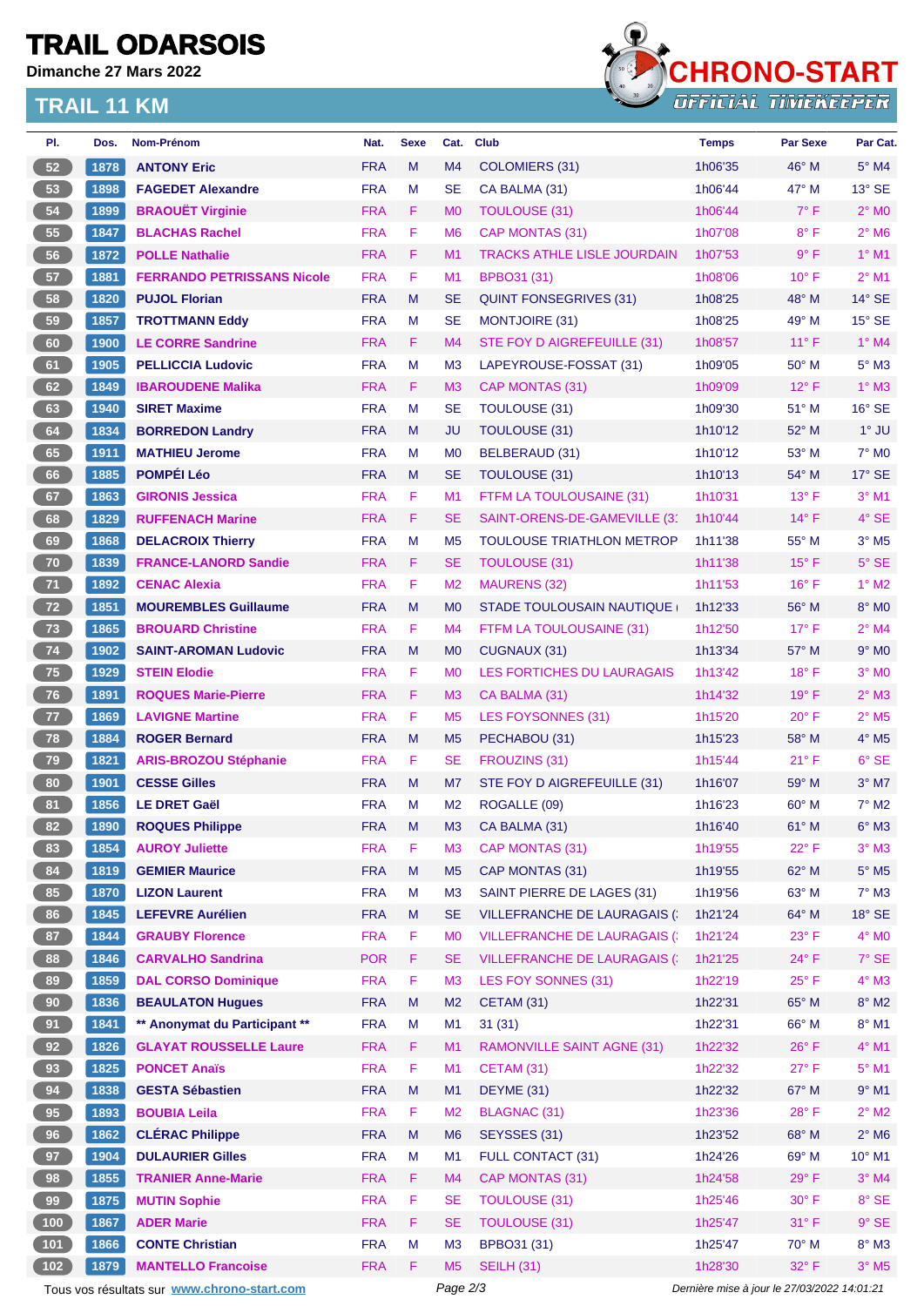# TRAIL ODARSOIS

**Dimanche 27 Mars 2022**

## TRAIL 11 KM

| Pl. | Dos. | Nom-Prénom | Nat. | Sexe | Cat. | Club | Temps | Par Sexe | Par Cat. |
|---|---|---|---|---|---|---|---|---|---|
| 52 | 1878 | ANTONY Eric | FRA | M | M4 | COLOMIERS (31) | 1h06'35 | 46° M | 5° M4 |
| 53 | 1898 | FAGEDET Alexandre | FRA | M | SE | CA BALMA (31) | 1h06'44 | 47° M | 13° SE |
| 54 | 1899 | BRAOUËT Virginie | FRA | F | M0 | TOULOUSE (31) | 1h06'44 | 7° F | 2° M0 |
| 55 | 1847 | BLACHAS Rachel | FRA | F | M6 | CAP MONTAS (31) | 1h07'08 | 8° F | 2° M6 |
| 56 | 1872 | POLLE Nathalie | FRA | F | M1 | TRACKS ATHLE LISLE JOURDAIN | 1h07'53 | 9° F | 1° M1 |
| 57 | 1881 | FERRANDO PETRISSANS Nicole | FRA | F | M1 | BPBO31 (31) | 1h08'06 | 10° F | 2° M1 |
| 58 | 1820 | PUJOL Florian | FRA | M | SE | QUINT FONSEGRIVES (31) | 1h08'25 | 48° M | 14° SE |
| 59 | 1857 | TROTTMANN Eddy | FRA | M | SE | MONTJOIRE (31) | 1h08'25 | 49° M | 15° SE |
| 60 | 1900 | LE CORRE Sandrine | FRA | F | M4 | STE FOY D AIGREFEUILLE (31) | 1h08'57 | 11° F | 1° M4 |
| 61 | 1905 | PELLICCIA Ludovic | FRA | M | M3 | LAPEYROUSE-FOSSAT (31) | 1h09'05 | 50° M | 5° M3 |
| 62 | 1849 | IBAROUDENE Malika | FRA | F | M3 | CAP MONTAS (31) | 1h09'09 | 12° F | 1° M3 |
| 63 | 1940 | SIRET Maxime | FRA | M | SE | TOULOUSE (31) | 1h09'30 | 51° M | 16° SE |
| 64 | 1834 | BORREDON Landry | FRA | M | JU | TOULOUSE (31) | 1h10'12 | 52° M | 1° JU |
| 65 | 1911 | MATHIEU Jerome | FRA | M | M0 | BELBERAUD (31) | 1h10'12 | 53° M | 7° M0 |
| 66 | 1885 | POMPÉI Léo | FRA | M | SE | TOULOUSE (31) | 1h10'13 | 54° M | 17° SE |
| 67 | 1863 | GIRONIS Jessica | FRA | F | M1 | FTFM LA TOULOUSAINE (31) | 1h10'31 | 13° F | 3° M1 |
| 68 | 1829 | RUFFENACH Marine | FRA | F | SE | SAINT-ORENS-DE-GAMEVILLE (3 | 1h10'44 | 14° F | 4° SE |
| 69 | 1868 | DELACROIX Thierry | FRA | M | M5 | TOULOUSE TRIATHLON METROP | 1h11'38 | 55° M | 3° M5 |
| 70 | 1839 | FRANCE-LANORD Sandie | FRA | F | SE | TOULOUSE (31) | 1h11'38 | 15° F | 5° SE |
| 71 | 1892 | CENAC Alexia | FRA | F | M2 | MAURENS (32) | 1h11'53 | 16° F | 1° M2 |
| 72 | 1851 | MOUREMBLES Guillaume | FRA | M | M0 | STADE TOULOUSAIN NAUTIQUE | 1h12'33 | 56° M | 8° M0 |
| 73 | 1865 | BROUARD Christine | FRA | F | M4 | FTFM LA TOULOUSAINE (31) | 1h12'50 | 17° F | 2° M4 |
| 74 | 1902 | SAINT-AROMAN Ludovic | FRA | M | M0 | CUGNAUX (31) | 1h13'34 | 57° M | 9° M0 |
| 75 | 1929 | STEIN Elodie | FRA | F | M0 | LES FORTICHES DU LAURAGAIS | 1h13'42 | 18° F | 3° M0 |
| 76 | 1891 | ROQUES Marie-Pierre | FRA | F | M3 | CA BALMA (31) | 1h14'32 | 19° F | 2° M3 |
| 77 | 1869 | LAVIGNE Martine | FRA | F | M5 | LES FOYSONNES (31) | 1h15'20 | 20° F | 2° M5 |
| 78 | 1884 | ROGER Bernard | FRA | M | M5 | PECHABOU (31) | 1h15'23 | 58° M | 4° M5 |
| 79 | 1821 | ARIS-BROZOU Stéphanie | FRA | F | SE | FROUZINS (31) | 1h15'44 | 21° F | 6° SE |
| 80 | 1901 | CESSE Gilles | FRA | M | M7 | STE FOY D AIGREFEUILLE (31) | 1h16'07 | 59° M | 3° M7 |
| 81 | 1856 | LE DRET Gaël | FRA | M | M2 | ROGALLE (09) | 1h16'23 | 60° M | 7° M2 |
| 82 | 1890 | ROQUES Philippe | FRA | M | M3 | CA BALMA (31) | 1h16'40 | 61° M | 6° M3 |
| 83 | 1854 | AUROY Juliette | FRA | F | M3 | CAP MONTAS (31) | 1h19'55 | 22° F | 3° M3 |
| 84 | 1819 | GEMIER Maurice | FRA | M | M5 | CAP MONTAS (31) | 1h19'55 | 62° M | 5° M5 |
| 85 | 1870 | LIZON Laurent | FRA | M | M3 | SAINT PIERRE DE LAGES (31) | 1h19'56 | 63° M | 7° M3 |
| 86 | 1845 | LEFEVRE Aurélien | FRA | M | SE | VILLEFRANCHE DE LAURAGAIS ( | 1h21'24 | 64° M | 18° SE |
| 87 | 1844 | GRAUBY Florence | FRA | F | M0 | VILLEFRANCHE DE LAURAGAIS ( | 1h21'24 | 23° F | 4° M0 |
| 88 | 1846 | CARVALHO Sandrina | POR | F | SE | VILLEFRANCHE DE LAURAGAIS ( | 1h21'25 | 24° F | 7° SE |
| 89 | 1859 | DAL CORSO Dominique | FRA | F | M3 | LES FOY SONNES (31) | 1h22'19 | 25° F | 4° M3 |
| 90 | 1836 | BEAULATON Hugues | FRA | M | M2 | CETAM (31) | 1h22'31 | 65° M | 8° M2 |
| 91 | 1841 | ** Anonymat du Participant ** | FRA | M | M1 | 31 (31) | 1h22'31 | 66° M | 8° M1 |
| 92 | 1826 | GLAYAT ROUSSELLE Laure | FRA | F | M1 | RAMONVILLE SAINT AGNE (31) | 1h22'32 | 26° F | 4° M1 |
| 93 | 1825 | PONCET Anaïs | FRA | F | M1 | CETAM (31) | 1h22'32 | 27° F | 5° M1 |
| 94 | 1838 | GESTA Sébastien | FRA | M | M1 | DEYME (31) | 1h22'32 | 67° M | 9° M1 |
| 95 | 1893 | BOUBIA Leila | FRA | F | M2 | BLAGNAC (31) | 1h23'36 | 28° F | 2° M2 |
| 96 | 1862 | CLÉRAC Philippe | FRA | M | M6 | SEYSSES (31) | 1h23'52 | 68° M | 2° M6 |
| 97 | 1904 | DULAURIER Gilles | FRA | M | M1 | FULL CONTACT (31) | 1h24'26 | 69° M | 10° M1 |
| 98 | 1855 | TRANIER Anne-Marie | FRA | F | M4 | CAP MONTAS (31) | 1h24'58 | 29° F | 3° M4 |
| 99 | 1875 | MUTIN Sophie | FRA | F | SE | TOULOUSE (31) | 1h25'46 | 30° F | 8° SE |
| 100 | 1867 | ADER Marie | FRA | F | SE | TOULOUSE (31) | 1h25'47 | 31° F | 9° SE |
| 101 | 1866 | CONTE Christian | FRA | M | M3 | BPBO31 (31) | 1h25'47 | 70° M | 8° M3 |
| 102 | 1879 | MANTELLO Francoise | FRA | F | M5 | SEILH (31) | 1h28'30 | 32° F | 3° M5 |

Tous vos résultats sur www.chrono-start.com — *Dernière mise à jour le 27/03/2022 14:01:21*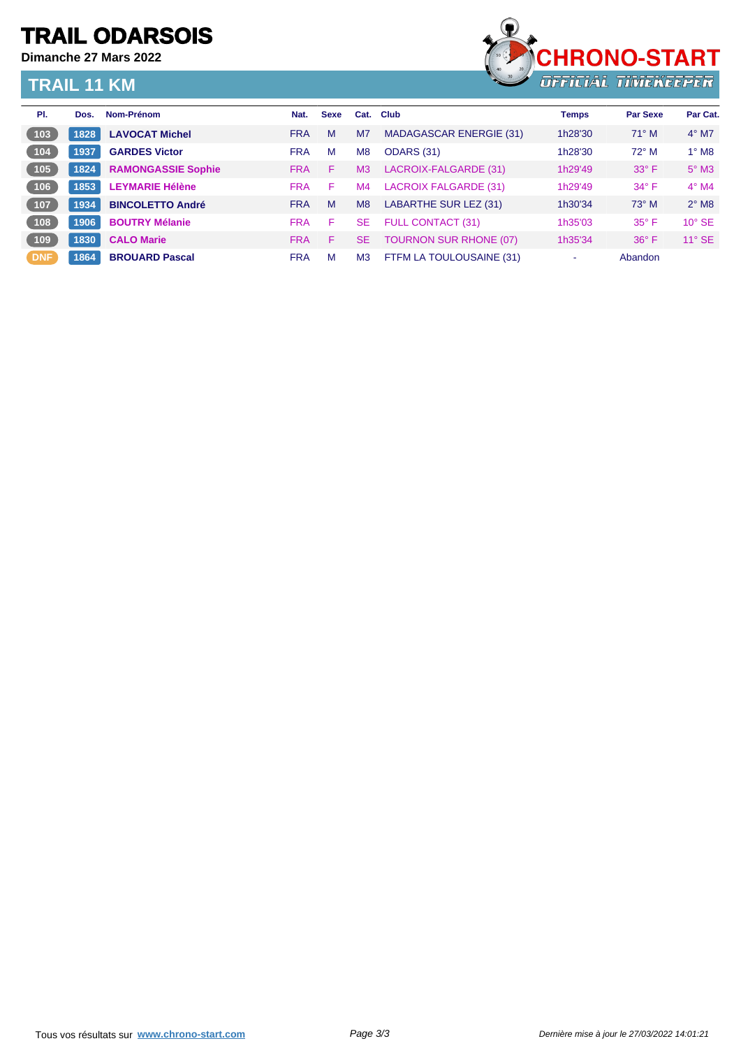# TRAIL ODARSOIS

**Dimanche 27 Mars 2022**

## TRAIL 11 KM

CHRONO-START

OFFICIAL TIMEKEEPER

| Pl. | Dos. | Nom-Prénom | Nat. | Sexe | Cat. | Club | Temps | Par Sexe | Par Cat. |
|---|---|---|---|---|---|---|---|---|---|
| 103 | 1828 | **LAVOCAT Michel** | FRA | M | M7 | MADAGASCAR ENERGIE (31) | 1h28'30 | 71° M | 4° M7 |
| 104 | 1937 | **GARDES Victor** | FRA | M | M8 | ODARS (31) | 1h28'30 | 72° M | 1° M8 |
| 105 | 1824 | **RAMONGASSIE Sophie** | FRA | F | M3 | LACROIX-FALGARDE (31) | 1h29'49 | 33° F | 5° M3 |
| 106 | 1853 | **LEYMARIE Hélène** | FRA | F | M4 | LACROIX FALGARDE (31) | 1h29'49 | 34° F | 4° M4 |
| 107 | 1934 | **BINCOLETTO André** | FRA | M | M8 | LABARTHE SUR LEZ (31) | 1h30'34 | 73° M | 2° M8 |
| 108 | 1906 | **BOUTRY Mélanie** | FRA | F | SE | FULL CONTACT (31) | 1h35'03 | 35° F | 10° SE |
| 109 | 1830 | **CALO Marie** | FRA | F | SE | TOURNON SUR RHONE (07) | 1h35'34 | 36° F | 11° SE |
| DNF | 1864 | **BROUARD Pascal** | FRA | M | M3 | FTFM LA TOULOUSAINE (31) | - | Abandon | |

Tous vos résultats sur www.chrono-start.com

*Dernière mise à jour le 27/03/2022 14:01:21*